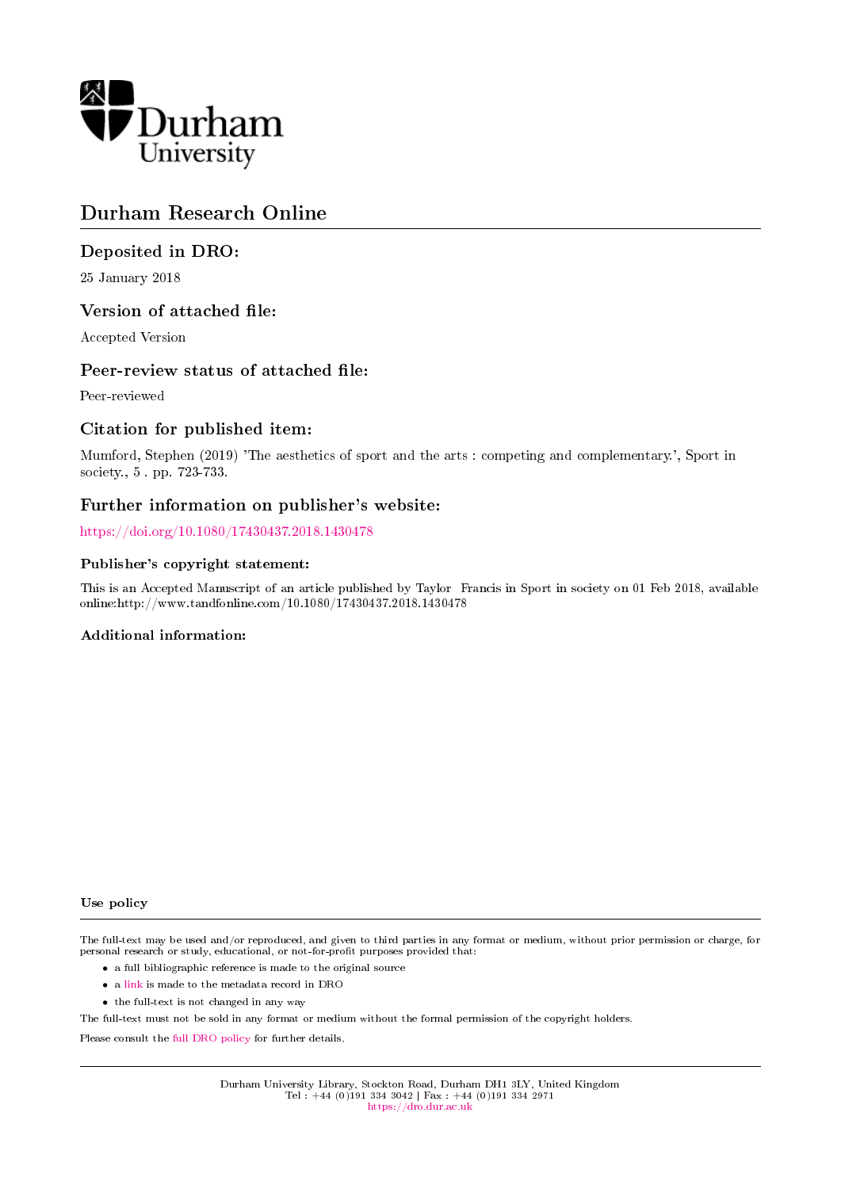Durham University

# Durham Research Online

## Deposited in DRO:

25 January 2018

## Version of attached file:

Accepted Version

## Peer-review status of attached file:

Peer-reviewed

## Citation for published item:

Mumford, Stephen (2019) 'The aesthetics of sport and the arts : competing and complementary.', Sport in society., 5 . pp. 723-733.

## Further information on publisher's website:

https://doi.org/10.1080/17430437.2018.1430478

### Publisher's copyright statement:

This is an Accepted Manuscript of an article published by Taylor Francis in Sport in society on 01 Feb 2018, available online:http://www.tandfonline.com/10.1080/17430437.2018.1430478

### Additional information:

### Use policy

The full-text may be used and/or reproduced, and given to third parties in any format or medium, without prior permission or charge, for personal research or study, educational, or not-for-profit purposes provided that:

- a full bibliographic reference is made to the original source
- a link is made to the metadata record in DRO
- the full-text is not changed in any way

The full-text must not be sold in any format or medium without the formal permission of the copyright holders.

Please consult the full DRO policy for further details.

Durham University Library, Stockton Road, Durham DH1 3LY, United Kingdom
Tel : +44 (0)191 334 3042 | Fax : +44 (0)191 334 2971
https://dro.dur.ac.uk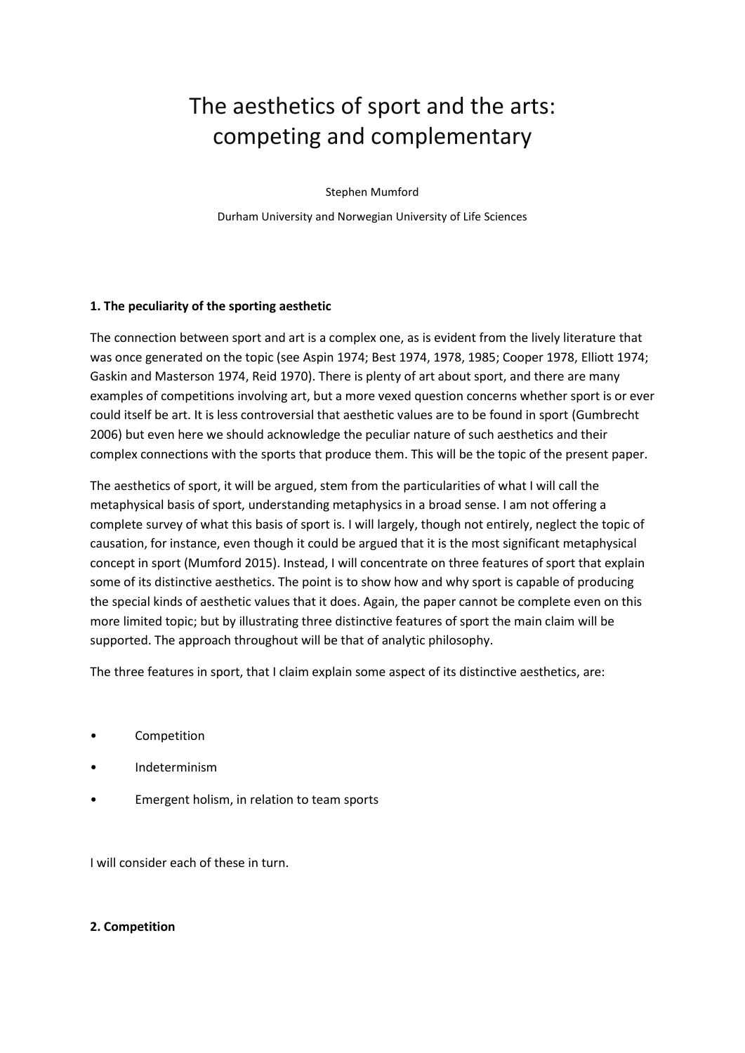# The aesthetics of sport and the arts: competing and complementary

Stephen Mumford

Durham University and Norwegian University of Life Sciences

## 1. The peculiarity of the sporting aesthetic

The connection between sport and art is a complex one, as is evident from the lively literature that was once generated on the topic (see Aspin 1974; Best 1974, 1978, 1985; Cooper 1978, Elliott 1974; Gaskin and Masterson 1974, Reid 1970). There is plenty of art about sport, and there are many examples of competitions involving art, but a more vexed question concerns whether sport is or ever could itself be art. It is less controversial that aesthetic values are to be found in sport (Gumbrecht 2006) but even here we should acknowledge the peculiar nature of such aesthetics and their complex connections with the sports that produce them. This will be the topic of the present paper.

The aesthetics of sport, it will be argued, stem from the particularities of what I will call the metaphysical basis of sport, understanding metaphysics in a broad sense. I am not offering a complete survey of what this basis of sport is. I will largely, though not entirely, neglect the topic of causation, for instance, even though it could be argued that it is the most significant metaphysical concept in sport (Mumford 2015). Instead, I will concentrate on three features of sport that explain some of its distinctive aesthetics. The point is to show how and why sport is capable of producing the special kinds of aesthetic values that it does. Again, the paper cannot be complete even on this more limited topic; but by illustrating three distinctive features of sport the main claim will be supported. The approach throughout will be that of analytic philosophy.

The three features in sport, that I claim explain some aspect of its distinctive aesthetics, are:

- Competition
- Indeterminism
- Emergent holism, in relation to team sports

I will consider each of these in turn.

## 2. Competition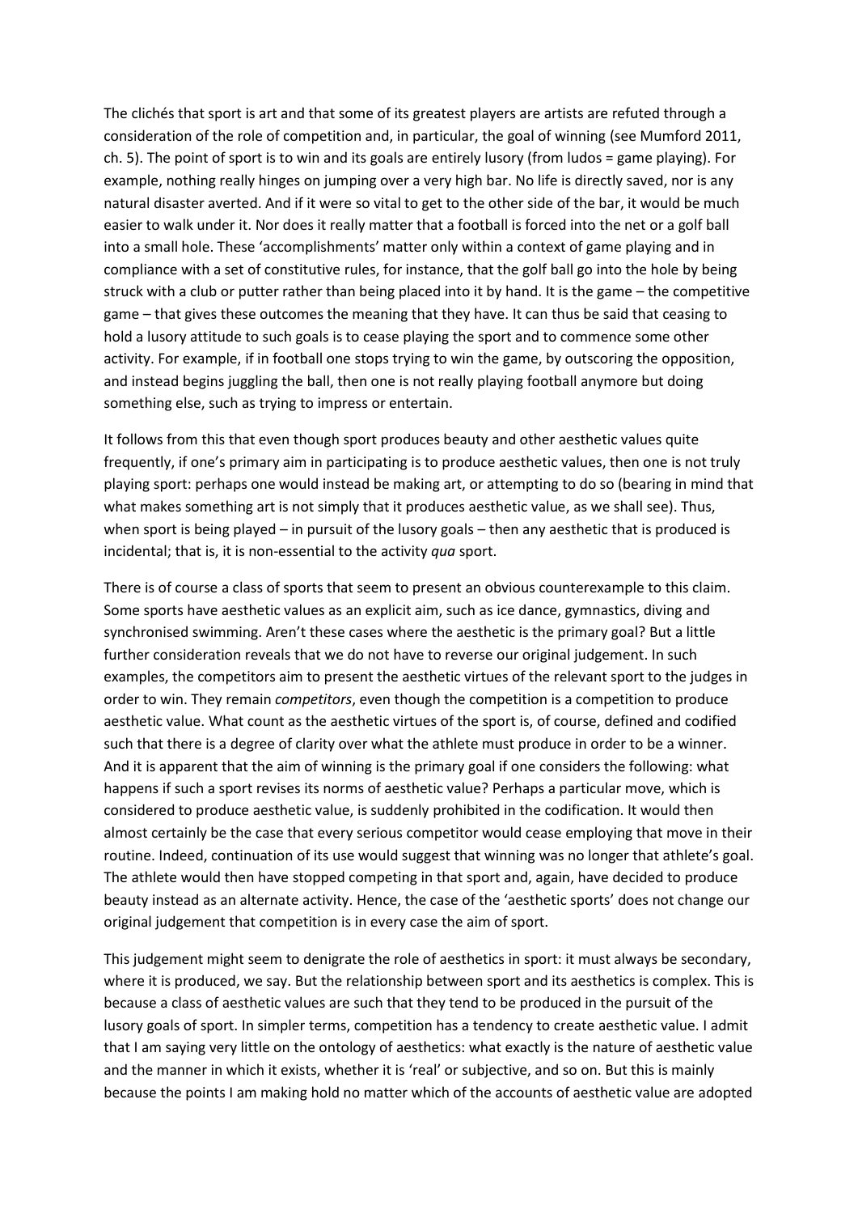The clichés that sport is art and that some of its greatest players are artists are refuted through a consideration of the role of competition and, in particular, the goal of winning (see Mumford 2011, ch. 5). The point of sport is to win and its goals are entirely lusory (from ludos = game playing). For example, nothing really hinges on jumping over a very high bar. No life is directly saved, nor is any natural disaster averted. And if it were so vital to get to the other side of the bar, it would be much easier to walk under it. Nor does it really matter that a football is forced into the net or a golf ball into a small hole. These 'accomplishments' matter only within a context of game playing and in compliance with a set of constitutive rules, for instance, that the golf ball go into the hole by being struck with a club or putter rather than being placed into it by hand. It is the game – the competitive game – that gives these outcomes the meaning that they have. It can thus be said that ceasing to hold a lusory attitude to such goals is to cease playing the sport and to commence some other activity. For example, if in football one stops trying to win the game, by outscoring the opposition, and instead begins juggling the ball, then one is not really playing football anymore but doing something else, such as trying to impress or entertain.

It follows from this that even though sport produces beauty and other aesthetic values quite frequently, if one's primary aim in participating is to produce aesthetic values, then one is not truly playing sport: perhaps one would instead be making art, or attempting to do so (bearing in mind that what makes something art is not simply that it produces aesthetic value, as we shall see). Thus, when sport is being played – in pursuit of the lusory goals – then any aesthetic that is produced is incidental; that is, it is non-essential to the activity *qua* sport.

There is of course a class of sports that seem to present an obvious counterexample to this claim. Some sports have aesthetic values as an explicit aim, such as ice dance, gymnastics, diving and synchronised swimming. Aren't these cases where the aesthetic is the primary goal? But a little further consideration reveals that we do not have to reverse our original judgement. In such examples, the competitors aim to present the aesthetic virtues of the relevant sport to the judges in order to win. They remain *competitors*, even though the competition is a competition to produce aesthetic value. What count as the aesthetic virtues of the sport is, of course, defined and codified such that there is a degree of clarity over what the athlete must produce in order to be a winner. And it is apparent that the aim of winning is the primary goal if one considers the following: what happens if such a sport revises its norms of aesthetic value? Perhaps a particular move, which is considered to produce aesthetic value, is suddenly prohibited in the codification. It would then almost certainly be the case that every serious competitor would cease employing that move in their routine. Indeed, continuation of its use would suggest that winning was no longer that athlete's goal. The athlete would then have stopped competing in that sport and, again, have decided to produce beauty instead as an alternate activity. Hence, the case of the 'aesthetic sports' does not change our original judgement that competition is in every case the aim of sport.

This judgement might seem to denigrate the role of aesthetics in sport: it must always be secondary, where it is produced, we say. But the relationship between sport and its aesthetics is complex. This is because a class of aesthetic values are such that they tend to be produced in the pursuit of the lusory goals of sport. In simpler terms, competition has a tendency to create aesthetic value. I admit that I am saying very little on the ontology of aesthetics: what exactly is the nature of aesthetic value and the manner in which it exists, whether it is 'real' or subjective, and so on. But this is mainly because the points I am making hold no matter which of the accounts of aesthetic value are adopted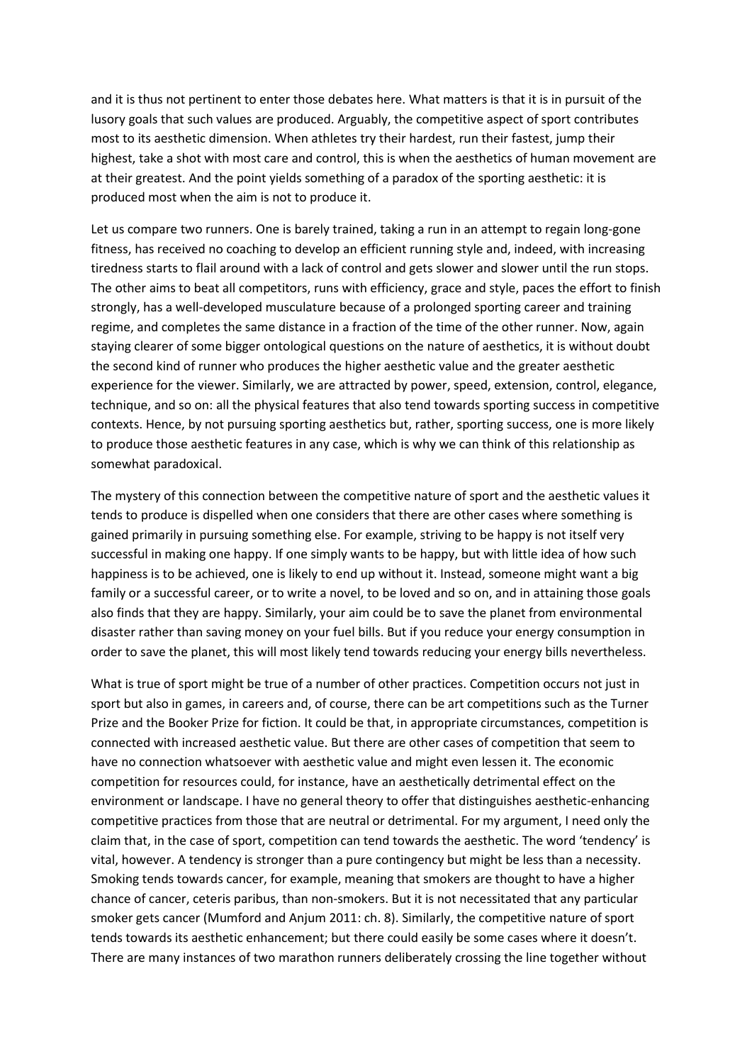and it is thus not pertinent to enter those debates here. What matters is that it is in pursuit of the lusory goals that such values are produced. Arguably, the competitive aspect of sport contributes most to its aesthetic dimension. When athletes try their hardest, run their fastest, jump their highest, take a shot with most care and control, this is when the aesthetics of human movement are at their greatest. And the point yields something of a paradox of the sporting aesthetic: it is produced most when the aim is not to produce it.

Let us compare two runners. One is barely trained, taking a run in an attempt to regain long-gone fitness, has received no coaching to develop an efficient running style and, indeed, with increasing tiredness starts to flail around with a lack of control and gets slower and slower until the run stops. The other aims to beat all competitors, runs with efficiency, grace and style, paces the effort to finish strongly, has a well-developed musculature because of a prolonged sporting career and training regime, and completes the same distance in a fraction of the time of the other runner. Now, again staying clearer of some bigger ontological questions on the nature of aesthetics, it is without doubt the second kind of runner who produces the higher aesthetic value and the greater aesthetic experience for the viewer. Similarly, we are attracted by power, speed, extension, control, elegance, technique, and so on: all the physical features that also tend towards sporting success in competitive contexts. Hence, by not pursuing sporting aesthetics but, rather, sporting success, one is more likely to produce those aesthetic features in any case, which is why we can think of this relationship as somewhat paradoxical.

The mystery of this connection between the competitive nature of sport and the aesthetic values it tends to produce is dispelled when one considers that there are other cases where something is gained primarily in pursuing something else. For example, striving to be happy is not itself very successful in making one happy. If one simply wants to be happy, but with little idea of how such happiness is to be achieved, one is likely to end up without it. Instead, someone might want a big family or a successful career, or to write a novel, to be loved and so on, and in attaining those goals also finds that they are happy. Similarly, your aim could be to save the planet from environmental disaster rather than saving money on your fuel bills. But if you reduce your energy consumption in order to save the planet, this will most likely tend towards reducing your energy bills nevertheless.

What is true of sport might be true of a number of other practices. Competition occurs not just in sport but also in games, in careers and, of course, there can be art competitions such as the Turner Prize and the Booker Prize for fiction. It could be that, in appropriate circumstances, competition is connected with increased aesthetic value. But there are other cases of competition that seem to have no connection whatsoever with aesthetic value and might even lessen it. The economic competition for resources could, for instance, have an aesthetically detrimental effect on the environment or landscape. I have no general theory to offer that distinguishes aesthetic-enhancing competitive practices from those that are neutral or detrimental. For my argument, I need only the claim that, in the case of sport, competition can tend towards the aesthetic. The word 'tendency' is vital, however. A tendency is stronger than a pure contingency but might be less than a necessity. Smoking tends towards cancer, for example, meaning that smokers are thought to have a higher chance of cancer, ceteris paribus, than non-smokers. But it is not necessitated that any particular smoker gets cancer (Mumford and Anjum 2011: ch. 8). Similarly, the competitive nature of sport tends towards its aesthetic enhancement; but there could easily be some cases where it doesn't. There are many instances of two marathon runners deliberately crossing the line together without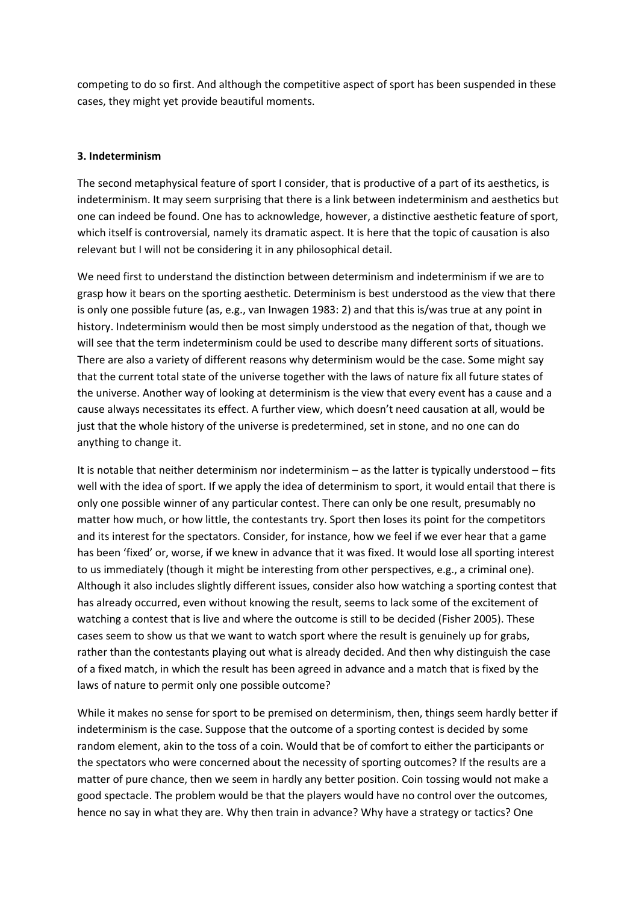competing to do so first. And although the competitive aspect of sport has been suspended in these cases, they might yet provide beautiful moments.

### 3. Indeterminism

The second metaphysical feature of sport I consider, that is productive of a part of its aesthetics, is indeterminism. It may seem surprising that there is a link between indeterminism and aesthetics but one can indeed be found. One has to acknowledge, however, a distinctive aesthetic feature of sport, which itself is controversial, namely its dramatic aspect. It is here that the topic of causation is also relevant but I will not be considering it in any philosophical detail.

We need first to understand the distinction between determinism and indeterminism if we are to grasp how it bears on the sporting aesthetic. Determinism is best understood as the view that there is only one possible future (as, e.g., van Inwagen 1983: 2) and that this is/was true at any point in history. Indeterminism would then be most simply understood as the negation of that, though we will see that the term indeterminism could be used to describe many different sorts of situations. There are also a variety of different reasons why determinism would be the case. Some might say that the current total state of the universe together with the laws of nature fix all future states of the universe. Another way of looking at determinism is the view that every event has a cause and a cause always necessitates its effect. A further view, which doesn't need causation at all, would be just that the whole history of the universe is predetermined, set in stone, and no one can do anything to change it.

It is notable that neither determinism nor indeterminism – as the latter is typically understood – fits well with the idea of sport. If we apply the idea of determinism to sport, it would entail that there is only one possible winner of any particular contest. There can only be one result, presumably no matter how much, or how little, the contestants try. Sport then loses its point for the competitors and its interest for the spectators. Consider, for instance, how we feel if we ever hear that a game has been 'fixed' or, worse, if we knew in advance that it was fixed. It would lose all sporting interest to us immediately (though it might be interesting from other perspectives, e.g., a criminal one). Although it also includes slightly different issues, consider also how watching a sporting contest that has already occurred, even without knowing the result, seems to lack some of the excitement of watching a contest that is live and where the outcome is still to be decided (Fisher 2005). These cases seem to show us that we want to watch sport where the result is genuinely up for grabs, rather than the contestants playing out what is already decided. And then why distinguish the case of a fixed match, in which the result has been agreed in advance and a match that is fixed by the laws of nature to permit only one possible outcome?

While it makes no sense for sport to be premised on determinism, then, things seem hardly better if indeterminism is the case. Suppose that the outcome of a sporting contest is decided by some random element, akin to the toss of a coin. Would that be of comfort to either the participants or the spectators who were concerned about the necessity of sporting outcomes? If the results are a matter of pure chance, then we seem in hardly any better position. Coin tossing would not make a good spectacle. The problem would be that the players would have no control over the outcomes, hence no say in what they are. Why then train in advance? Why have a strategy or tactics? One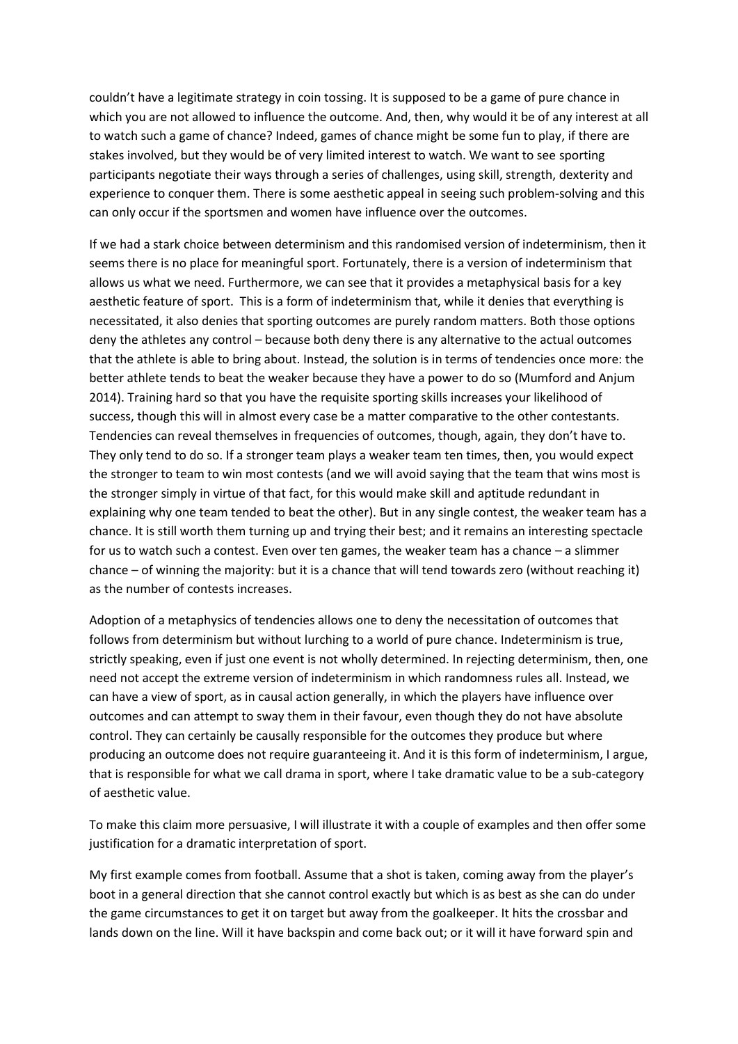couldn't have a legitimate strategy in coin tossing. It is supposed to be a game of pure chance in which you are not allowed to influence the outcome. And, then, why would it be of any interest at all to watch such a game of chance? Indeed, games of chance might be some fun to play, if there are stakes involved, but they would be of very limited interest to watch. We want to see sporting participants negotiate their ways through a series of challenges, using skill, strength, dexterity and experience to conquer them. There is some aesthetic appeal in seeing such problem-solving and this can only occur if the sportsmen and women have influence over the outcomes.

If we had a stark choice between determinism and this randomised version of indeterminism, then it seems there is no place for meaningful sport. Fortunately, there is a version of indeterminism that allows us what we need. Furthermore, we can see that it provides a metaphysical basis for a key aesthetic feature of sport. This is a form of indeterminism that, while it denies that everything is necessitated, it also denies that sporting outcomes are purely random matters. Both those options deny the athletes any control – because both deny there is any alternative to the actual outcomes that the athlete is able to bring about. Instead, the solution is in terms of tendencies once more: the better athlete tends to beat the weaker because they have a power to do so (Mumford and Anjum 2014). Training hard so that you have the requisite sporting skills increases your likelihood of success, though this will in almost every case be a matter comparative to the other contestants. Tendencies can reveal themselves in frequencies of outcomes, though, again, they don't have to. They only tend to do so. If a stronger team plays a weaker team ten times, then, you would expect the stronger to team to win most contests (and we will avoid saying that the team that wins most is the stronger simply in virtue of that fact, for this would make skill and aptitude redundant in explaining why one team tended to beat the other). But in any single contest, the weaker team has a chance. It is still worth them turning up and trying their best; and it remains an interesting spectacle for us to watch such a contest. Even over ten games, the weaker team has a chance – a slimmer chance – of winning the majority: but it is a chance that will tend towards zero (without reaching it) as the number of contests increases.

Adoption of a metaphysics of tendencies allows one to deny the necessitation of outcomes that follows from determinism but without lurching to a world of pure chance. Indeterminism is true, strictly speaking, even if just one event is not wholly determined. In rejecting determinism, then, one need not accept the extreme version of indeterminism in which randomness rules all. Instead, we can have a view of sport, as in causal action generally, in which the players have influence over outcomes and can attempt to sway them in their favour, even though they do not have absolute control. They can certainly be causally responsible for the outcomes they produce but where producing an outcome does not require guaranteeing it. And it is this form of indeterminism, I argue, that is responsible for what we call drama in sport, where I take dramatic value to be a sub-category of aesthetic value.

To make this claim more persuasive, I will illustrate it with a couple of examples and then offer some justification for a dramatic interpretation of sport.

My first example comes from football. Assume that a shot is taken, coming away from the player's boot in a general direction that she cannot control exactly but which is as best as she can do under the game circumstances to get it on target but away from the goalkeeper. It hits the crossbar and lands down on the line. Will it have backspin and come back out; or it will it have forward spin and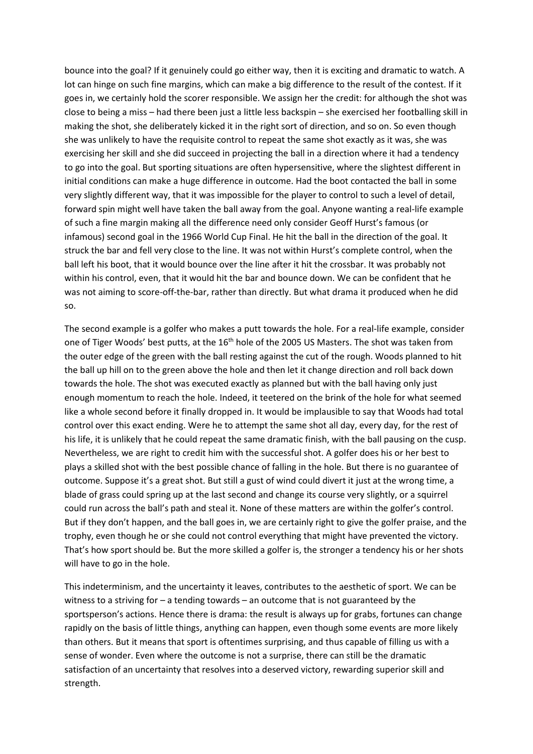bounce into the goal? If it genuinely could go either way, then it is exciting and dramatic to watch. A lot can hinge on such fine margins, which can make a big difference to the result of the contest. If it goes in, we certainly hold the scorer responsible. We assign her the credit: for although the shot was close to being a miss – had there been just a little less backspin – she exercised her footballing skill in making the shot, she deliberately kicked it in the right sort of direction, and so on. So even though she was unlikely to have the requisite control to repeat the same shot exactly as it was, she was exercising her skill and she did succeed in projecting the ball in a direction where it had a tendency to go into the goal. But sporting situations are often hypersensitive, where the slightest different in initial conditions can make a huge difference in outcome. Had the boot contacted the ball in some very slightly different way, that it was impossible for the player to control to such a level of detail, forward spin might well have taken the ball away from the goal. Anyone wanting a real-life example of such a fine margin making all the difference need only consider Geoff Hurst's famous (or infamous) second goal in the 1966 World Cup Final. He hit the ball in the direction of the goal. It struck the bar and fell very close to the line. It was not within Hurst's complete control, when the ball left his boot, that it would bounce over the line after it hit the crossbar. It was probably not within his control, even, that it would hit the bar and bounce down. We can be confident that he was not aiming to score-off-the-bar, rather than directly. But what drama it produced when he did so.

The second example is a golfer who makes a putt towards the hole. For a real-life example, consider one of Tiger Woods' best putts, at the 16th hole of the 2005 US Masters. The shot was taken from the outer edge of the green with the ball resting against the cut of the rough. Woods planned to hit the ball up hill on to the green above the hole and then let it change direction and roll back down towards the hole. The shot was executed exactly as planned but with the ball having only just enough momentum to reach the hole. Indeed, it teetered on the brink of the hole for what seemed like a whole second before it finally dropped in. It would be implausible to say that Woods had total control over this exact ending. Were he to attempt the same shot all day, every day, for the rest of his life, it is unlikely that he could repeat the same dramatic finish, with the ball pausing on the cusp. Nevertheless, we are right to credit him with the successful shot. A golfer does his or her best to plays a skilled shot with the best possible chance of falling in the hole. But there is no guarantee of outcome. Suppose it's a great shot. But still a gust of wind could divert it just at the wrong time, a blade of grass could spring up at the last second and change its course very slightly, or a squirrel could run across the ball's path and steal it. None of these matters are within the golfer's control. But if they don't happen, and the ball goes in, we are certainly right to give the golfer praise, and the trophy, even though he or she could not control everything that might have prevented the victory. That's how sport should be. But the more skilled a golfer is, the stronger a tendency his or her shots will have to go in the hole.

This indeterminism, and the uncertainty it leaves, contributes to the aesthetic of sport. We can be witness to a striving for – a tending towards – an outcome that is not guaranteed by the sportsperson's actions. Hence there is drama: the result is always up for grabs, fortunes can change rapidly on the basis of little things, anything can happen, even though some events are more likely than others. But it means that sport is oftentimes surprising, and thus capable of filling us with a sense of wonder. Even where the outcome is not a surprise, there can still be the dramatic satisfaction of an uncertainty that resolves into a deserved victory, rewarding superior skill and strength.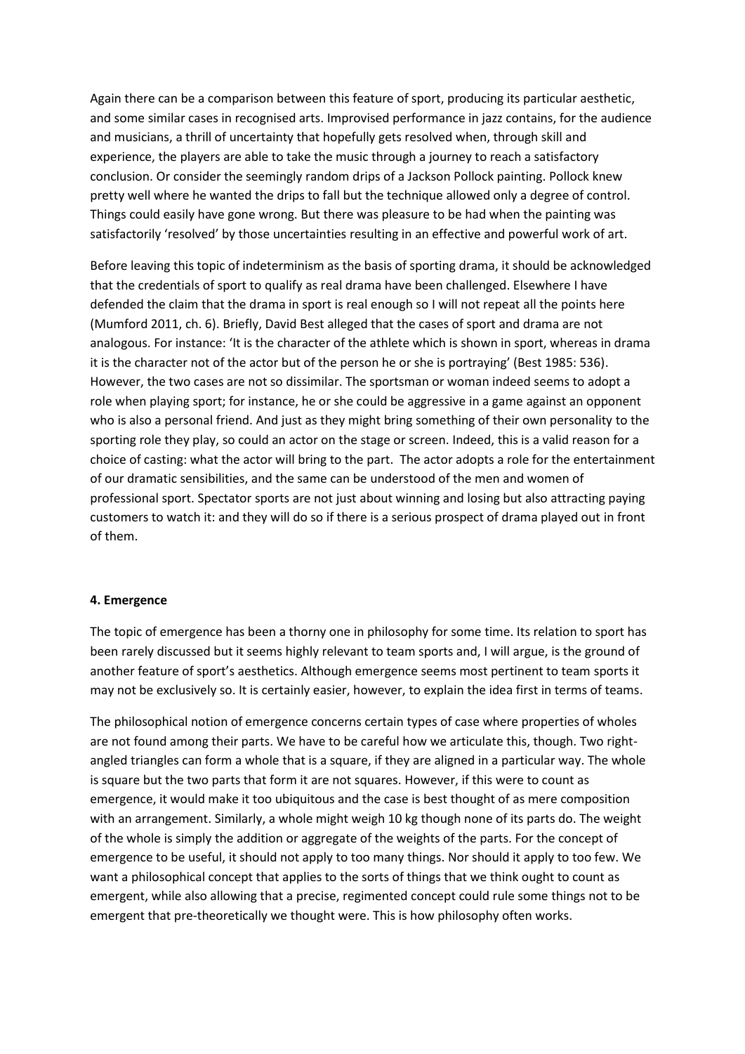Again there can be a comparison between this feature of sport, producing its particular aesthetic, and some similar cases in recognised arts. Improvised performance in jazz contains, for the audience and musicians, a thrill of uncertainty that hopefully gets resolved when, through skill and experience, the players are able to take the music through a journey to reach a satisfactory conclusion. Or consider the seemingly random drips of a Jackson Pollock painting. Pollock knew pretty well where he wanted the drips to fall but the technique allowed only a degree of control. Things could easily have gone wrong. But there was pleasure to be had when the painting was satisfactorily 'resolved' by those uncertainties resulting in an effective and powerful work of art.

Before leaving this topic of indeterminism as the basis of sporting drama, it should be acknowledged that the credentials of sport to qualify as real drama have been challenged. Elsewhere I have defended the claim that the drama in sport is real enough so I will not repeat all the points here (Mumford 2011, ch. 6). Briefly, David Best alleged that the cases of sport and drama are not analogous. For instance: 'It is the character of the athlete which is shown in sport, whereas in drama it is the character not of the actor but of the person he or she is portraying' (Best 1985: 536). However, the two cases are not so dissimilar. The sportsman or woman indeed seems to adopt a role when playing sport; for instance, he or she could be aggressive in a game against an opponent who is also a personal friend. And just as they might bring something of their own personality to the sporting role they play, so could an actor on the stage or screen. Indeed, this is a valid reason for a choice of casting: what the actor will bring to the part. The actor adopts a role for the entertainment of our dramatic sensibilities, and the same can be understood of the men and women of professional sport. Spectator sports are not just about winning and losing but also attracting paying customers to watch it: and they will do so if there is a serious prospect of drama played out in front of them.

## 4. Emergence

The topic of emergence has been a thorny one in philosophy for some time. Its relation to sport has been rarely discussed but it seems highly relevant to team sports and, I will argue, is the ground of another feature of sport's aesthetics. Although emergence seems most pertinent to team sports it may not be exclusively so. It is certainly easier, however, to explain the idea first in terms of teams.

The philosophical notion of emergence concerns certain types of case where properties of wholes are not found among their parts. We have to be careful how we articulate this, though. Two right-angled triangles can form a whole that is a square, if they are aligned in a particular way. The whole is square but the two parts that form it are not squares. However, if this were to count as emergence, it would make it too ubiquitous and the case is best thought of as mere composition with an arrangement. Similarly, a whole might weigh 10 kg though none of its parts do. The weight of the whole is simply the addition or aggregate of the weights of the parts. For the concept of emergence to be useful, it should not apply to too many things. Nor should it apply to too few. We want a philosophical concept that applies to the sorts of things that we think ought to count as emergent, while also allowing that a precise, regimented concept could rule some things not to be emergent that pre-theoretically we thought were. This is how philosophy often works.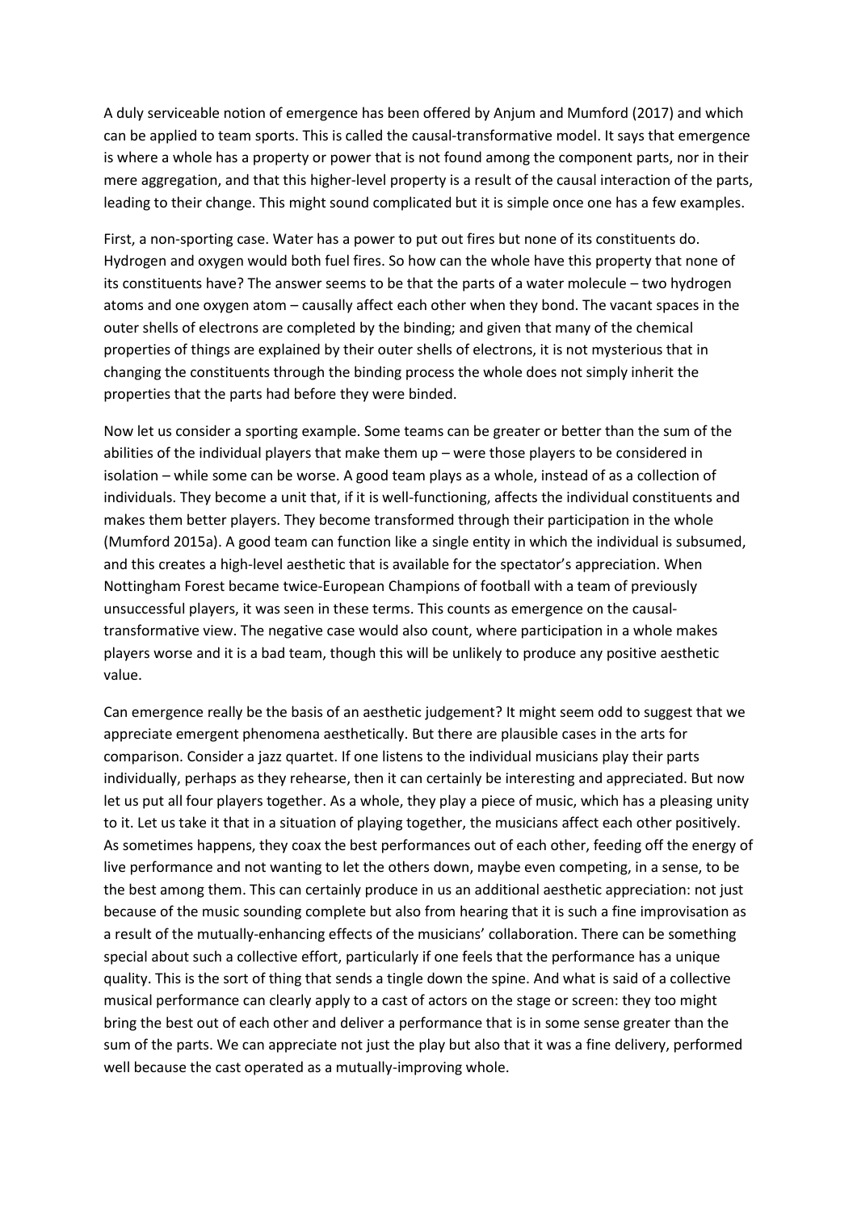A duly serviceable notion of emergence has been offered by Anjum and Mumford (2017) and which can be applied to team sports. This is called the causal-transformative model. It says that emergence is where a whole has a property or power that is not found among the component parts, nor in their mere aggregation, and that this higher-level property is a result of the causal interaction of the parts, leading to their change. This might sound complicated but it is simple once one has a few examples.

First, a non-sporting case. Water has a power to put out fires but none of its constituents do. Hydrogen and oxygen would both fuel fires. So how can the whole have this property that none of its constituents have? The answer seems to be that the parts of a water molecule – two hydrogen atoms and one oxygen atom – causally affect each other when they bond. The vacant spaces in the outer shells of electrons are completed by the binding; and given that many of the chemical properties of things are explained by their outer shells of electrons, it is not mysterious that in changing the constituents through the binding process the whole does not simply inherit the properties that the parts had before they were binded.

Now let us consider a sporting example. Some teams can be greater or better than the sum of the abilities of the individual players that make them up – were those players to be considered in isolation – while some can be worse. A good team plays as a whole, instead of as a collection of individuals. They become a unit that, if it is well-functioning, affects the individual constituents and makes them better players. They become transformed through their participation in the whole (Mumford 2015a). A good team can function like a single entity in which the individual is subsumed, and this creates a high-level aesthetic that is available for the spectator's appreciation. When Nottingham Forest became twice-European Champions of football with a team of previously unsuccessful players, it was seen in these terms. This counts as emergence on the causal-transformative view. The negative case would also count, where participation in a whole makes players worse and it is a bad team, though this will be unlikely to produce any positive aesthetic value.

Can emergence really be the basis of an aesthetic judgement? It might seem odd to suggest that we appreciate emergent phenomena aesthetically. But there are plausible cases in the arts for comparison. Consider a jazz quartet. If one listens to the individual musicians play their parts individually, perhaps as they rehearse, then it can certainly be interesting and appreciated. But now let us put all four players together. As a whole, they play a piece of music, which has a pleasing unity to it. Let us take it that in a situation of playing together, the musicians affect each other positively. As sometimes happens, they coax the best performances out of each other, feeding off the energy of live performance and not wanting to let the others down, maybe even competing, in a sense, to be the best among them. This can certainly produce in us an additional aesthetic appreciation: not just because of the music sounding complete but also from hearing that it is such a fine improvisation as a result of the mutually-enhancing effects of the musicians' collaboration. There can be something special about such a collective effort, particularly if one feels that the performance has a unique quality. This is the sort of thing that sends a tingle down the spine. And what is said of a collective musical performance can clearly apply to a cast of actors on the stage or screen: they too might bring the best out of each other and deliver a performance that is in some sense greater than the sum of the parts. We can appreciate not just the play but also that it was a fine delivery, performed well because the cast operated as a mutually-improving whole.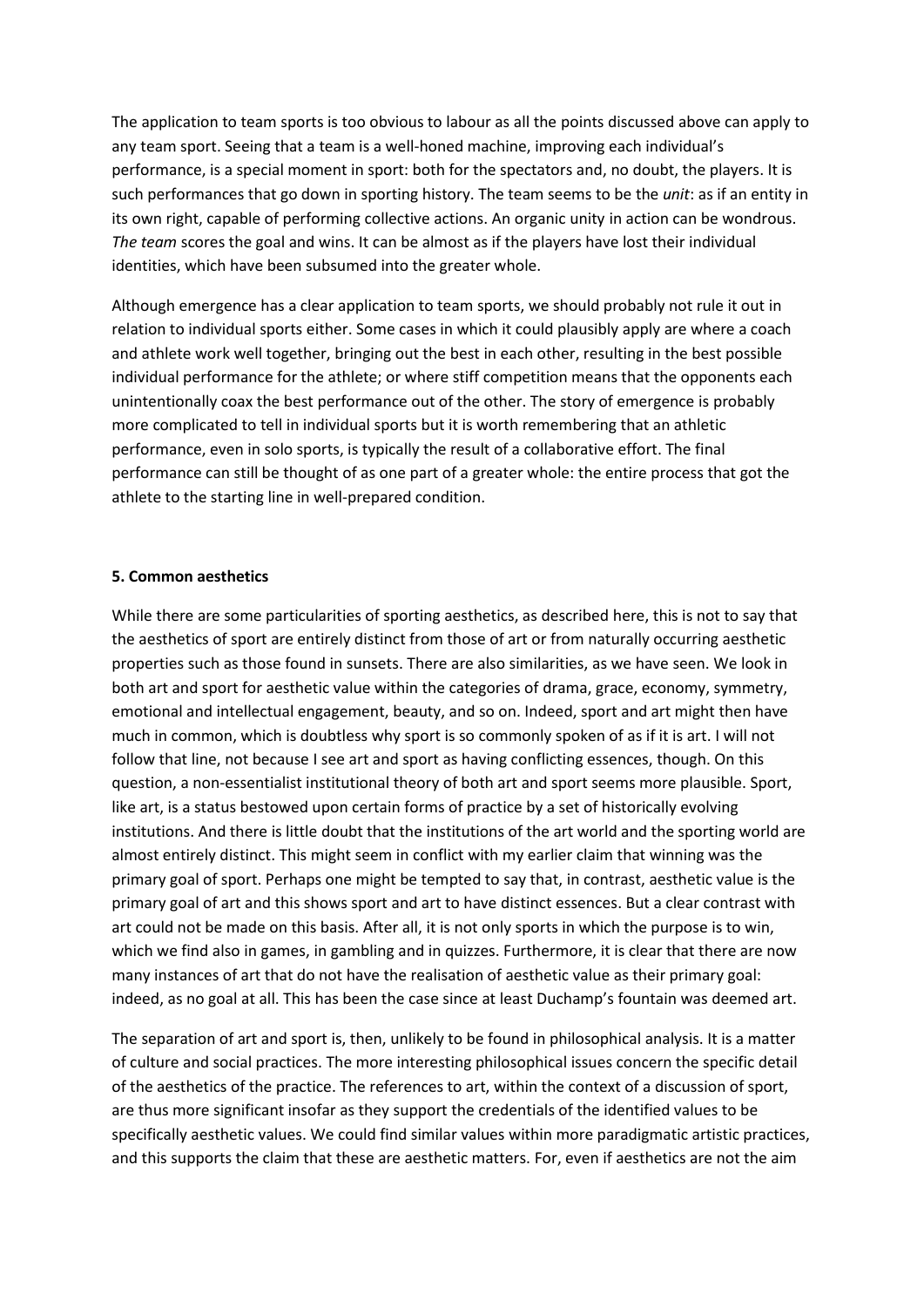The application to team sports is too obvious to labour as all the points discussed above can apply to any team sport. Seeing that a team is a well-honed machine, improving each individual's performance, is a special moment in sport: both for the spectators and, no doubt, the players. It is such performances that go down in sporting history. The team seems to be the *unit*: as if an entity in its own right, capable of performing collective actions. An organic unity in action can be wondrous. *The team* scores the goal and wins. It can be almost as if the players have lost their individual identities, which have been subsumed into the greater whole.

Although emergence has a clear application to team sports, we should probably not rule it out in relation to individual sports either. Some cases in which it could plausibly apply are where a coach and athlete work well together, bringing out the best in each other, resulting in the best possible individual performance for the athlete; or where stiff competition means that the opponents each unintentionally coax the best performance out of the other. The story of emergence is probably more complicated to tell in individual sports but it is worth remembering that an athletic performance, even in solo sports, is typically the result of a collaborative effort. The final performance can still be thought of as one part of a greater whole: the entire process that got the athlete to the starting line in well-prepared condition.

## 5. Common aesthetics

While there are some particularities of sporting aesthetics, as described here, this is not to say that the aesthetics of sport are entirely distinct from those of art or from naturally occurring aesthetic properties such as those found in sunsets. There are also similarities, as we have seen. We look in both art and sport for aesthetic value within the categories of drama, grace, economy, symmetry, emotional and intellectual engagement, beauty, and so on. Indeed, sport and art might then have much in common, which is doubtless why sport is so commonly spoken of as if it is art. I will not follow that line, not because I see art and sport as having conflicting essences, though. On this question, a non-essentialist institutional theory of both art and sport seems more plausible. Sport, like art, is a status bestowed upon certain forms of practice by a set of historically evolving institutions. And there is little doubt that the institutions of the art world and the sporting world are almost entirely distinct. This might seem in conflict with my earlier claim that winning was the primary goal of sport. Perhaps one might be tempted to say that, in contrast, aesthetic value is the primary goal of art and this shows sport and art to have distinct essences. But a clear contrast with art could not be made on this basis. After all, it is not only sports in which the purpose is to win, which we find also in games, in gambling and in quizzes. Furthermore, it is clear that there are now many instances of art that do not have the realisation of aesthetic value as their primary goal: indeed, as no goal at all. This has been the case since at least Duchamp's fountain was deemed art.

The separation of art and sport is, then, unlikely to be found in philosophical analysis. It is a matter of culture and social practices. The more interesting philosophical issues concern the specific detail of the aesthetics of the practice. The references to art, within the context of a discussion of sport, are thus more significant insofar as they support the credentials of the identified values to be specifically aesthetic values. We could find similar values within more paradigmatic artistic practices, and this supports the claim that these are aesthetic matters. For, even if aesthetics are not the aim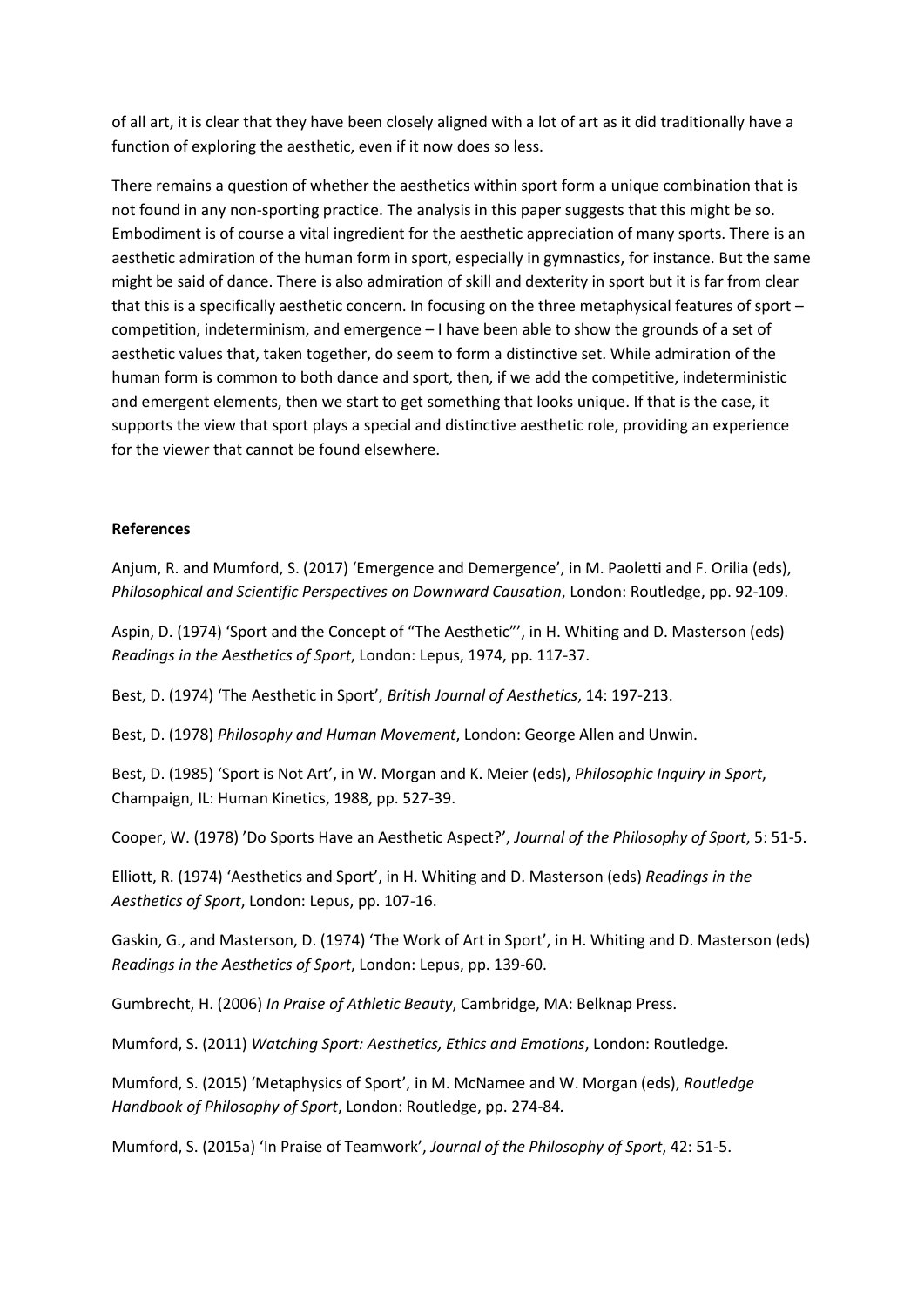of all art, it is clear that they have been closely aligned with a lot of art as it did traditionally have a function of exploring the aesthetic, even if it now does so less.

There remains a question of whether the aesthetics within sport form a unique combination that is not found in any non-sporting practice. The analysis in this paper suggests that this might be so. Embodiment is of course a vital ingredient for the aesthetic appreciation of many sports. There is an aesthetic admiration of the human form in sport, especially in gymnastics, for instance. But the same might be said of dance. There is also admiration of skill and dexterity in sport but it is far from clear that this is a specifically aesthetic concern. In focusing on the three metaphysical features of sport – competition, indeterminism, and emergence – I have been able to show the grounds of a set of aesthetic values that, taken together, do seem to form a distinctive set. While admiration of the human form is common to both dance and sport, then, if we add the competitive, indeterministic and emergent elements, then we start to get something that looks unique. If that is the case, it supports the view that sport plays a special and distinctive aesthetic role, providing an experience for the viewer that cannot be found elsewhere.

**References**

Anjum, R. and Mumford, S. (2017) 'Emergence and Demergence', in M. Paoletti and F. Orilia (eds), *Philosophical and Scientific Perspectives on Downward Causation*, London: Routledge, pp. 92-109.

Aspin, D. (1974) 'Sport and the Concept of "The Aesthetic"', in H. Whiting and D. Masterson (eds) *Readings in the Aesthetics of Sport*, London: Lepus, 1974, pp. 117-37.

Best, D. (1974) 'The Aesthetic in Sport', *British Journal of Aesthetics*, 14: 197-213.

Best, D. (1978) *Philosophy and Human Movement*, London: George Allen and Unwin.

Best, D. (1985) 'Sport is Not Art', in W. Morgan and K. Meier (eds), *Philosophic Inquiry in Sport*, Champaign, IL: Human Kinetics, 1988, pp. 527-39.

Cooper, W. (1978) 'Do Sports Have an Aesthetic Aspect?', *Journal of the Philosophy of Sport*, 5: 51-5.

Elliott, R. (1974) 'Aesthetics and Sport', in H. Whiting and D. Masterson (eds) *Readings in the Aesthetics of Sport*, London: Lepus, pp. 107-16.

Gaskin, G., and Masterson, D. (1974) 'The Work of Art in Sport', in H. Whiting and D. Masterson (eds) *Readings in the Aesthetics of Sport*, London: Lepus, pp. 139-60.

Gumbrecht, H. (2006) *In Praise of Athletic Beauty*, Cambridge, MA: Belknap Press.

Mumford, S. (2011) *Watching Sport: Aesthetics, Ethics and Emotions*, London: Routledge.

Mumford, S. (2015) 'Metaphysics of Sport', in M. McNamee and W. Morgan (eds), *Routledge Handbook of Philosophy of Sport*, London: Routledge, pp. 274-84.

Mumford, S. (2015a) 'In Praise of Teamwork', *Journal of the Philosophy of Sport*, 42: 51-5.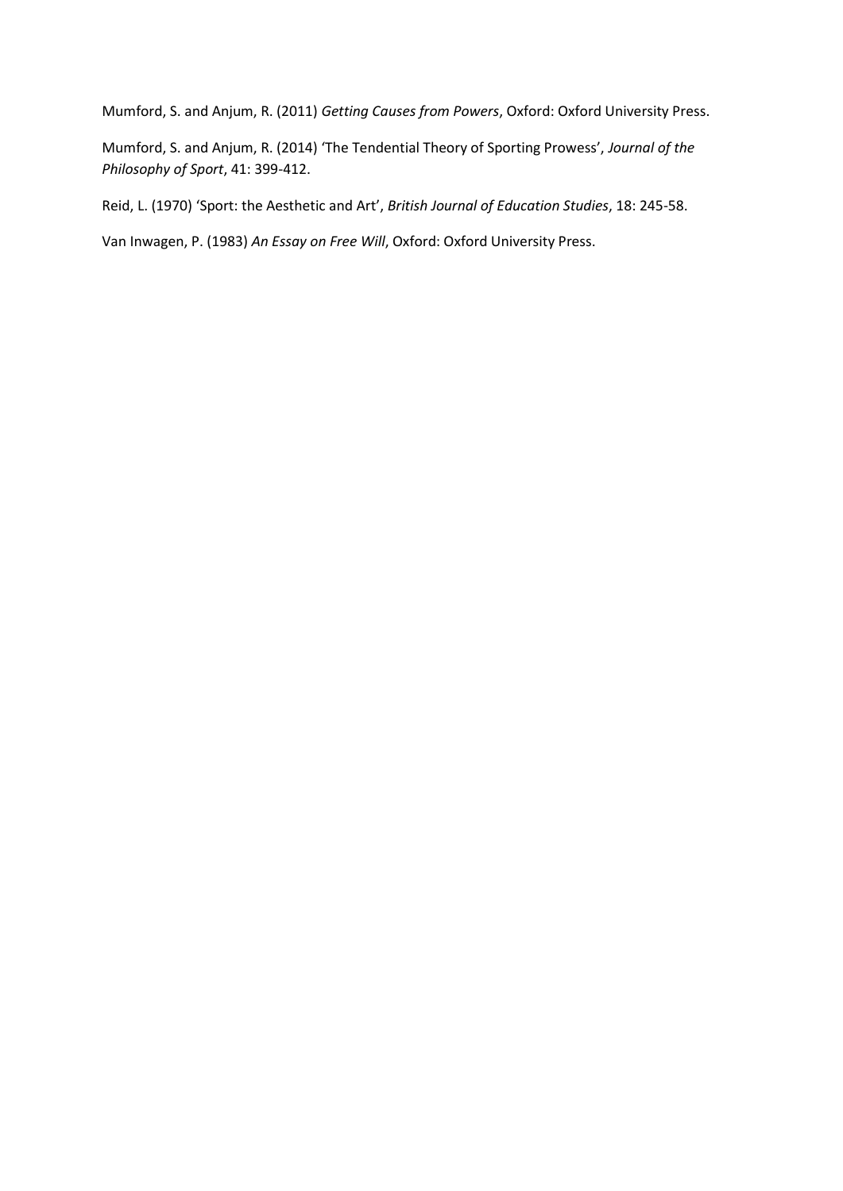Mumford, S. and Anjum, R. (2011) *Getting Causes from Powers*, Oxford: Oxford University Press.

Mumford, S. and Anjum, R. (2014) 'The Tendential Theory of Sporting Prowess', *Journal of the Philosophy of Sport*, 41: 399-412.

Reid, L. (1970) 'Sport: the Aesthetic and Art', *British Journal of Education Studies*, 18: 245-58.

Van Inwagen, P. (1983) *An Essay on Free Will*, Oxford: Oxford University Press.